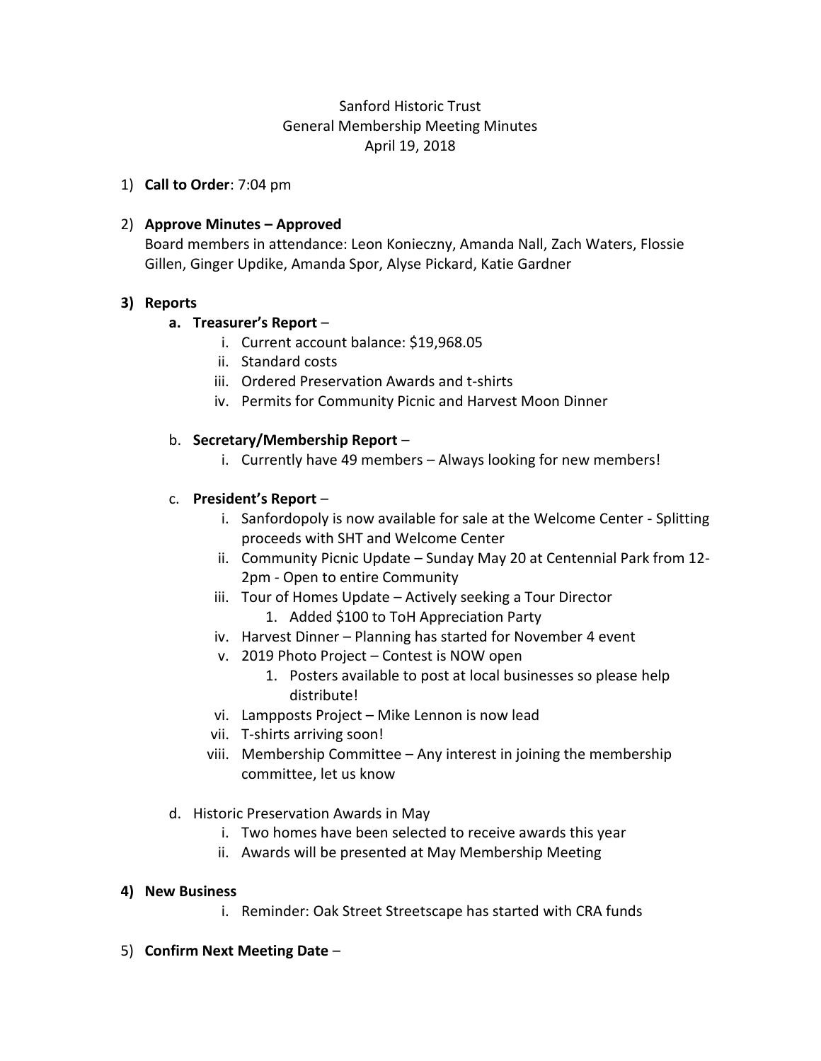Sanford Historic Trust
General Membership Meeting Minutes
April 19, 2018

1) **Call to Order**: 7:04 pm

2) **Approve Minutes – Approved**
   Board members in attendance: Leon Konieczny, Amanda Nall, Zach Waters, Flossie Gillen, Ginger Updike, Amanda Spor, Alyse Pickard, Katie Gardner

3) **Reports**
   a. **Treasurer's Report** –
      i. Current account balance: $19,968.05
      ii. Standard costs
      iii. Ordered Preservation Awards and t-shirts
      iv. Permits for Community Picnic and Harvest Moon Dinner

   b. **Secretary/Membership Report** –
      i. Currently have 49 members – Always looking for new members!

   c. **President's Report** –
      i. Sanfordopoly is now available for sale at the Welcome Center - Splitting proceeds with SHT and Welcome Center
      ii. Community Picnic Update – Sunday May 20 at Centennial Park from 12-2pm - Open to entire Community
      iii. Tour of Homes Update – Actively seeking a Tour Director
         1. Added $100 to ToH Appreciation Party
      iv. Harvest Dinner – Planning has started for November 4 event
      v. 2019 Photo Project – Contest is NOW open
         1. Posters available to post at local businesses so please help distribute!
      vi. Lampposts Project – Mike Lennon is now lead
      vii. T-shirts arriving soon!
      viii. Membership Committee – Any interest in joining the membership committee, let us know

   d. Historic Preservation Awards in May
      i. Two homes have been selected to receive awards this year
      ii. Awards will be presented at May Membership Meeting

4) **New Business**
      i. Reminder: Oak Street Streetscape has started with CRA funds

5) **Confirm Next Meeting Date** –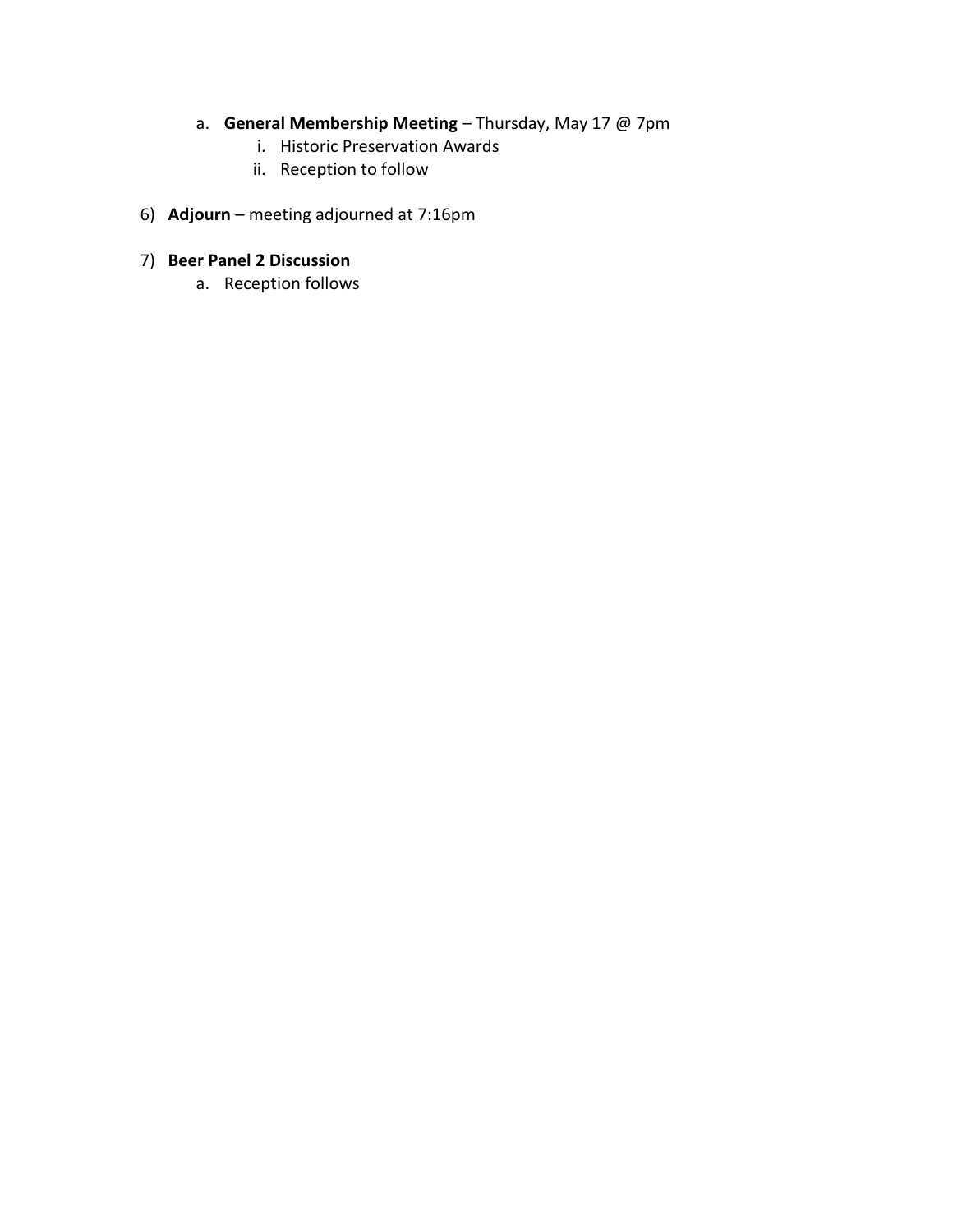a. **General Membership Meeting** – Thursday, May 17 @ 7pm
      i. Historic Preservation Awards
      ii. Reception to follow

6) **Adjourn** – meeting adjourned at 7:16pm

7) **Beer Panel 2 Discussion**
   a. Reception follows